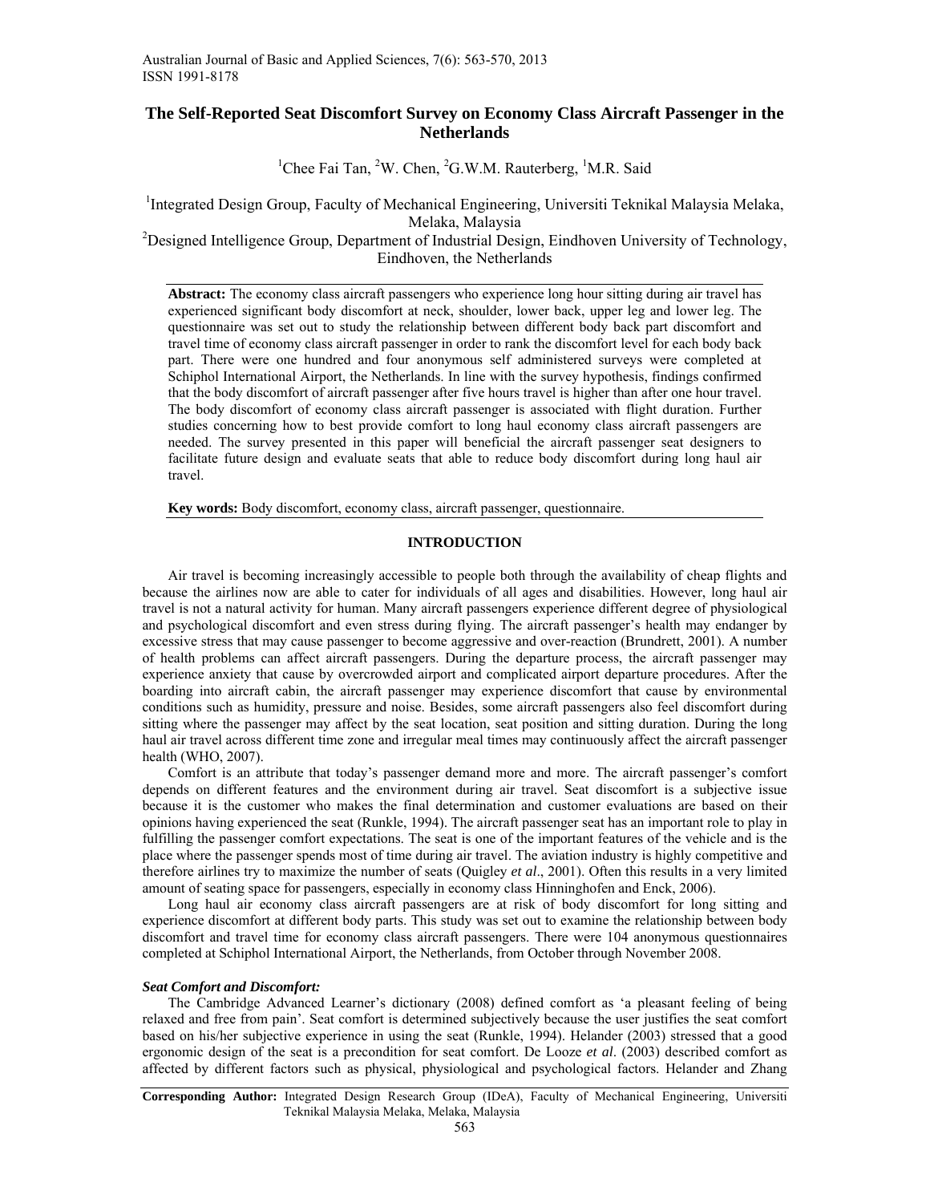# The Self-Reported Seat Discomfort Survey on Economy Class Aircraft Passenger in the Netherlands

[1]Chee Fai Tan, [2]W. Chen, [2]G.W.M. Rauterberg, [1]M.R. Said

[1]Integrated Design Group, Faculty of Mechanical Engineering, Universiti Teknikal Malaysia Melaka, Melaka, Malaysia

[2]Designed Intelligence Group, Department of Industrial Design, Eindhoven University of Technology, Eindhoven, the Netherlands

**Abstract:** The economy class aircraft passengers who experience long hour sitting during air travel has experienced significant body discomfort at neck, shoulder, lower back, upper leg and lower leg. The questionnaire was set out to study the relationship between different body back part discomfort and travel time of economy class aircraft passenger in order to rank the discomfort level for each body back part. There were one hundred and four anonymous self administered surveys were completed at Schiphol International Airport, the Netherlands. In line with the survey hypothesis, findings confirmed that the body discomfort of aircraft passenger after five hours travel is higher than after one hour travel. The body discomfort of economy class aircraft passenger is associated with flight duration. Further studies concerning how to best provide comfort to long haul economy class aircraft passengers are needed. The survey presented in this paper will beneficial the aircraft passenger seat designers to facilitate future design and evaluate seats that able to reduce body discomfort during long haul air travel.

**Key words:** Body discomfort, economy class, aircraft passenger, questionnaire.

## INTRODUCTION

Air travel is becoming increasingly accessible to people both through the availability of cheap flights and because the airlines now are able to cater for individuals of all ages and disabilities. However, long haul air travel is not a natural activity for human. Many aircraft passengers experience different degree of physiological and psychological discomfort and even stress during flying. The aircraft passenger's health may endanger by excessive stress that may cause passenger to become aggressive and over-reaction (Brundrett, 2001). A number of health problems can affect aircraft passengers. During the departure process, the aircraft passenger may experience anxiety that cause by overcrowded airport and complicated airport departure procedures. After the boarding into aircraft cabin, the aircraft passenger may experience discomfort that cause by environmental conditions such as humidity, pressure and noise. Besides, some aircraft passengers also feel discomfort during sitting where the passenger may affect by the seat location, seat position and sitting duration. During the long haul air travel across different time zone and irregular meal times may continuously affect the aircraft passenger health (WHO, 2007).

Comfort is an attribute that today's passenger demand more and more. The aircraft passenger's comfort depends on different features and the environment during air travel. Seat discomfort is a subjective issue because it is the customer who makes the final determination and customer evaluations are based on their opinions having experienced the seat (Runkle, 1994). The aircraft passenger seat has an important role to play in fulfilling the passenger comfort expectations. The seat is one of the important features of the vehicle and is the place where the passenger spends most of time during air travel. The aviation industry is highly competitive and therefore airlines try to maximize the number of seats (Quigley *et al*., 2001). Often this results in a very limited amount of seating space for passengers, especially in economy class Hinninghofen and Enck, 2006).

Long haul air economy class aircraft passengers are at risk of body discomfort for long sitting and experience discomfort at different body parts. This study was set out to examine the relationship between body discomfort and travel time for economy class aircraft passengers. There were 104 anonymous questionnaires completed at Schiphol International Airport, the Netherlands, from October through November 2008.

### *Seat Comfort and Discomfort:*

The Cambridge Advanced Learner's dictionary (2008) defined comfort as 'a pleasant feeling of being relaxed and free from pain'. Seat comfort is determined subjectively because the user justifies the seat comfort based on his/her subjective experience in using the seat (Runkle, 1994). Helander (2003) stressed that a good ergonomic design of the seat is a precondition for seat comfort. De Looze *et al*. (2003) described comfort as affected by different factors such as physical, physiological and psychological factors. Helander and Zhang

**Corresponding Author:** Integrated Design Research Group (IDeA), Faculty of Mechanical Engineering, Universiti Teknikal Malaysia Melaka, Melaka, Malaysia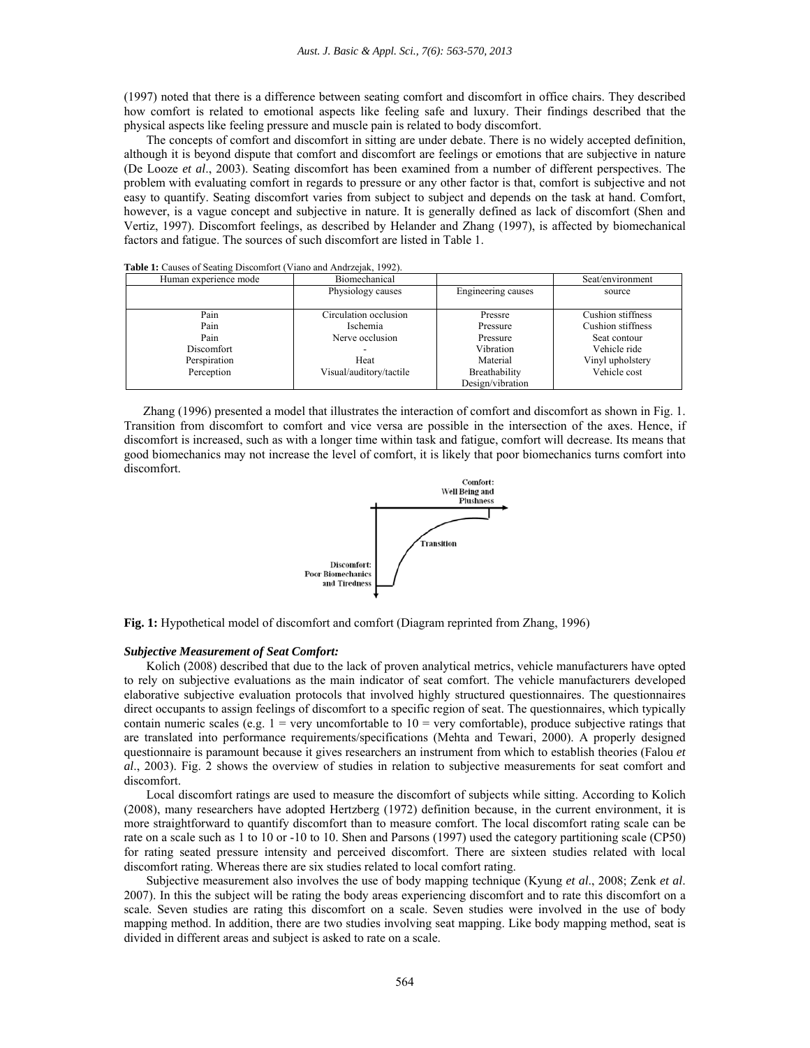(1997) noted that there is a difference between seating comfort and discomfort in office chairs. They described how comfort is related to emotional aspects like feeling safe and luxury. Their findings described that the physical aspects like feeling pressure and muscle pain is related to body discomfort.

The concepts of comfort and discomfort in sitting are under debate. There is no widely accepted definition, although it is beyond dispute that comfort and discomfort are feelings or emotions that are subjective in nature (De Looze *et al*., 2003). Seating discomfort has been examined from a number of different perspectives. The problem with evaluating comfort in regards to pressure or any other factor is that, comfort is subjective and not easy to quantify. Seating discomfort varies from subject to subject and depends on the task at hand. Comfort, however, is a vague concept and subjective in nature. It is generally defined as lack of discomfort (Shen and Vertiz, 1997). Discomfort feelings, as described by Helander and Zhang (1997), is affected by biomechanical factors and fatigue. The sources of such discomfort are listed in Table 1.

**Table 1:** Causes of Seating Discomfort (Viano and Andrzejak, 1992).

| Human experience mode | Biomechanical | | Seat/environment |
|---|---|---|---|
| | Physiology causes | Engineering causes | source |
| Pain | Circulation occlusion | Pressre | Cushion stiffness |
| Pain | Ischemia | Pressure | Cushion stiffness |
| Pain | Nerve occlusion | Pressure | Seat contour |
| Discomfort | - | Vibration | Vehicle ride |
| Perspiration | Heat | Material | Vinyl upholstery |
| Perception | Visual/auditory/tactile | Breathability Design/vibration | Vehicle cost |

Zhang (1996) presented a model that illustrates the interaction of comfort and discomfort as shown in Fig. 1. Transition from discomfort to comfort and vice versa are possible in the intersection of the axes. Hence, if discomfort is increased, such as with a longer time within task and fatigue, comfort will decrease. Its means that good biomechanics may not increase the level of comfort, it is likely that poor biomechanics turns comfort into discomfort.

**Fig. 1:** Hypothetical model of discomfort and comfort (Diagram reprinted from Zhang, 1996)

### *Subjective Measurement of Seat Comfort:*

Kolich (2008) described that due to the lack of proven analytical metrics, vehicle manufacturers have opted to rely on subjective evaluations as the main indicator of seat comfort. The vehicle manufacturers developed elaborative subjective evaluation protocols that involved highly structured questionnaires. The questionnaires direct occupants to assign feelings of discomfort to a specific region of seat. The questionnaires, which typically contain numeric scales (e.g. 1 = very uncomfortable to 10 = very comfortable), produce subjective ratings that are translated into performance requirements/specifications (Mehta and Tewari, 2000). A properly designed questionnaire is paramount because it gives researchers an instrument from which to establish theories (Falou *et al*., 2003). Fig. 2 shows the overview of studies in relation to subjective measurements for seat comfort and discomfort.

Local discomfort ratings are used to measure the discomfort of subjects while sitting. According to Kolich (2008), many researchers have adopted Hertzberg (1972) definition because, in the current environment, it is more straightforward to quantify discomfort than to measure comfort. The local discomfort rating scale can be rate on a scale such as 1 to 10 or -10 to 10. Shen and Parsons (1997) used the category partitioning scale (CP50) for rating seated pressure intensity and perceived discomfort. There are sixteen studies related with local discomfort rating. Whereas there are six studies related to local comfort rating.

Subjective measurement also involves the use of body mapping technique (Kyung *et al*., 2008; Zenk *et al*. 2007). In this the subject will be rating the body areas experiencing discomfort and to rate this discomfort on a scale. Seven studies are rating this discomfort on a scale. Seven studies were involved in the use of body mapping method. In addition, there are two studies involving seat mapping. Like body mapping method, seat is divided in different areas and subject is asked to rate on a scale.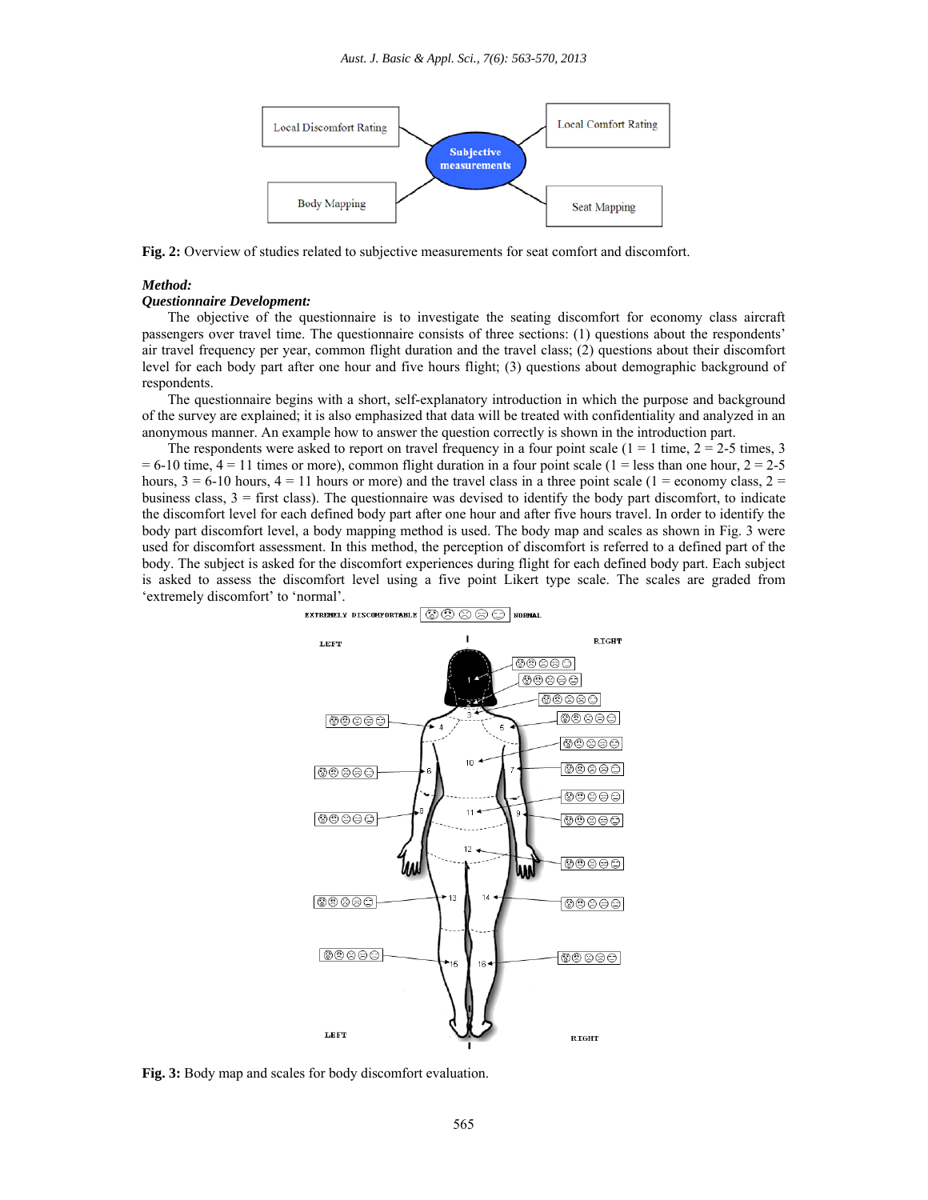**Fig. 2:** Overview of studies related to subjective measurements for seat comfort and discomfort.

## *Method:*

### *Questionnaire Development:*

The objective of the questionnaire is to investigate the seating discomfort for economy class aircraft passengers over travel time. The questionnaire consists of three sections: (1) questions about the respondents' air travel frequency per year, common flight duration and the travel class; (2) questions about their discomfort level for each body part after one hour and five hours flight; (3) questions about demographic background of respondents.

The questionnaire begins with a short, self-explanatory introduction in which the purpose and background of the survey are explained; it is also emphasized that data will be treated with confidentiality and analyzed in an anonymous manner. An example how to answer the question correctly is shown in the introduction part.

The respondents were asked to report on travel frequency in a four point scale (1 = 1 time, 2 = 2-5 times, 3 = 6-10 time, 4 = 11 times or more), common flight duration in a four point scale (1 = less than one hour, 2 = 2-5 hours, 3 = 6-10 hours, 4 = 11 hours or more) and the travel class in a three point scale (1 = economy class, 2 = business class, 3 = first class). The questionnaire was devised to identify the body part discomfort, to indicate the discomfort level for each defined body part after one hour and after five hours travel. In order to identify the body part discomfort level, a body mapping method is used. The body map and scales as shown in Fig. 3 were used for discomfort assessment. In this method, the perception of discomfort is referred to a defined part of the body. The subject is asked for the discomfort experiences during flight for each defined body part. Each subject is asked to assess the discomfort level using a five point Likert type scale. The scales are graded from 'extremely discomfort' to 'normal'.

**Fig. 3:** Body map and scales for body discomfort evaluation.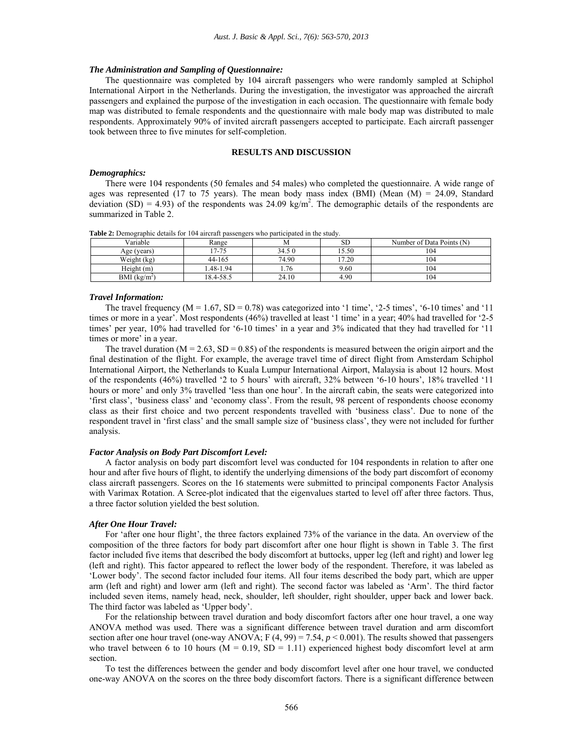### *The Administration and Sampling of Questionnaire:*

The questionnaire was completed by 104 aircraft passengers who were randomly sampled at Schiphol International Airport in the Netherlands. During the investigation, the investigator was approached the aircraft passengers and explained the purpose of the investigation in each occasion. The questionnaire with female body map was distributed to female respondents and the questionnaire with male body map was distributed to male respondents. Approximately 90% of invited aircraft passengers accepted to participate. Each aircraft passenger took between three to five minutes for self-completion.

## RESULTS AND DISCUSSION

### *Demographics:*

There were 104 respondents (50 females and 54 males) who completed the questionnaire. A wide range of ages was represented (17 to 75 years). The mean body mass index (BMI) (Mean (M) = 24.09, Standard deviation (SD) = 4.93) of the respondents was 24.09 $kg/m^2$. The demographic details of the respondents are summarized in Table 2.

**Table 2:** Demographic details for 104 aircraft passengers who participated in the study.

| Variable | Range | M | SD | Number of Data Points (N) |
|---|---|---|---|---|
| Age (years) | 17-75 | 34.5 0 | 15.50 | 104 |
| Weight (kg) | 44-165 | 74.90 | 17.20 | 104 |
| Height (m) | 1.48-1.94 | 1.76 | 9.60 | 104 |
| BMI ($kg/m^2$) | 18.4-58.5 | 24.10 | 4.90 | 104 |

### *Travel Information:*

The travel frequency (M = 1.67, SD = 0.78) was categorized into '1 time', '2-5 times', '6-10 times' and '11 times or more in a year'. Most respondents (46%) travelled at least '1 time' in a year; 40% had travelled for '2-5 times' per year, 10% had travelled for '6-10 times' in a year and 3% indicated that they had travelled for '11 times or more' in a year.

The travel duration (M = 2.63, SD = 0.85) of the respondents is measured between the origin airport and the final destination of the flight. For example, the average travel time of direct flight from Amsterdam Schiphol International Airport, the Netherlands to Kuala Lumpur International Airport, Malaysia is about 12 hours. Most of the respondents (46%) travelled '2 to 5 hours' with aircraft, 32% between '6-10 hours', 18% travelled '11 hours or more' and only 3% travelled 'less than one hour'. In the aircraft cabin, the seats were categorized into 'first class', 'business class' and 'economy class'. From the result, 98 percent of respondents choose economy class as their first choice and two percent respondents travelled with 'business class'. Due to none of the respondent travel in 'first class' and the small sample size of 'business class', they were not included for further analysis.

### *Factor Analysis on Body Part Discomfort Level:*

A factor analysis on body part discomfort level was conducted for 104 respondents in relation to after one hour and after five hours of flight, to identify the underlying dimensions of the body part discomfort of economy class aircraft passengers. Scores on the 16 statements were submitted to principal components Factor Analysis with Varimax Rotation. A Scree-plot indicated that the eigenvalues started to level off after three factors. Thus, a three factor solution yielded the best solution.

### *After One Hour Travel:*

For 'after one hour flight', the three factors explained 73% of the variance in the data. An overview of the composition of the three factors for body part discomfort after one hour flight is shown in Table 3. The first factor included five items that described the body discomfort at buttocks, upper leg (left and right) and lower leg (left and right). This factor appeared to reflect the lower body of the respondent. Therefore, it was labeled as 'Lower body'. The second factor included four items. All four items described the body part, which are upper arm (left and right) and lower arm (left and right). The second factor was labeled as 'Arm'. The third factor included seven items, namely head, neck, shoulder, left shoulder, right shoulder, upper back and lower back. The third factor was labeled as 'Upper body'.

For the relationship between travel duration and body discomfort factors after one hour travel, a one way ANOVA method was used. There was a significant difference between travel duration and arm discomfort section after one hour travel (one-way ANOVA; $F(4, 99) = 7.54$, $p < 0.001$). The results showed that passengers who travel between 6 to 10 hours (M = 0.19, SD = 1.11) experienced highest body discomfort level at arm section.

To test the differences between the gender and body discomfort level after one hour travel, we conducted one-way ANOVA on the scores on the three body discomfort factors. There is a significant difference between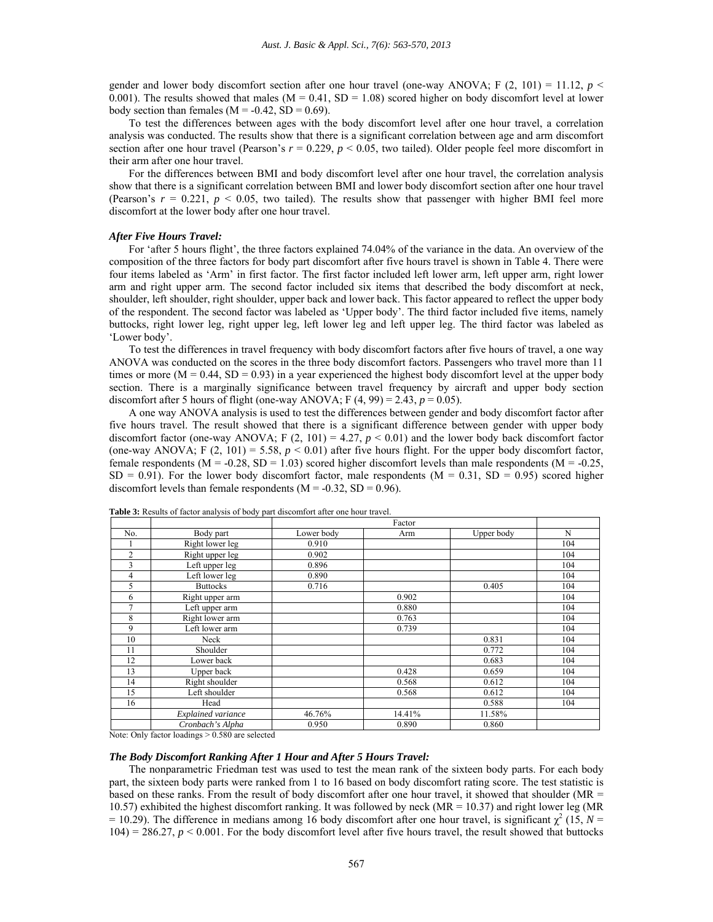gender and lower body discomfort section after one hour travel (one-way ANOVA; F (2, 101) = 11.12, $p < 0.001$). The results showed that males (M = 0.41, SD = 1.08) scored higher on body discomfort level at lower body section than females (M = -0.42, SD = 0.69).

To test the differences between ages with the body discomfort level after one hour travel, a correlation analysis was conducted. The results show that there is a significant correlation between age and arm discomfort section after one hour travel (Pearson's $r = 0.229$, $p < 0.05$, two tailed). Older people feel more discomfort in their arm after one hour travel.

For the differences between BMI and body discomfort level after one hour travel, the correlation analysis show that there is a significant correlation between BMI and lower body discomfort section after one hour travel (Pearson's $r = 0.221$, $p < 0.05$, two tailed). The results show that passenger with higher BMI feel more discomfort at the lower body after one hour travel.

### *After Five Hours Travel:*

For 'after 5 hours flight', the three factors explained 74.04% of the variance in the data. An overview of the composition of the three factors for body part discomfort after five hours travel is shown in Table 4. There were four items labeled as 'Arm' in first factor. The first factor included left lower arm, left upper arm, right lower arm and right upper arm. The second factor included six items that described the body discomfort at neck, shoulder, left shoulder, right shoulder, upper back and lower back. This factor appeared to reflect the upper body of the respondent. The second factor was labeled as 'Upper body'. The third factor included five items, namely buttocks, right lower leg, right upper leg, left lower leg and left upper leg. The third factor was labeled as 'Lower body'.

To test the differences in travel frequency with body discomfort factors after five hours of travel, a one way ANOVA was conducted on the scores in the three body discomfort factors. Passengers who travel more than 11 times or more (M = 0.44, SD = 0.93) in a year experienced the highest body discomfort level at the upper body section. There is a marginally significance between travel frequency by aircraft and upper body section discomfort after 5 hours of flight (one-way ANOVA; F (4, 99) = 2.43, $p = 0.05$).

A one way ANOVA analysis is used to test the differences between gender and body discomfort factor after five hours travel. The result showed that there is a significant difference between gender with upper body discomfort factor (one-way ANOVA; F (2, 101) = 4.27, $p < 0.01$) and the lower body back discomfort factor (one-way ANOVA; F (2, 101) = 5.58, $p < 0.01$) after five hours flight. For the upper body discomfort factor, female respondents (M = -0.28, SD = 1.03) scored higher discomfort levels than male respondents (M = -0.25, SD = 0.91). For the lower body discomfort factor, male respondents (M = 0.31, SD = 0.95) scored higher discomfort levels than female respondents (M = -0.32, SD = 0.96).

**Table 3:** Results of factor analysis of body part discomfort after one hour travel.

| | | Factor | | | |
|---|---|---|---|---|---|
| No. | Body part | Lower body | Arm | Upper body | N |
| 1 | Right lower leg | 0.910 | | | 104 |
| 2 | Right upper leg | 0.902 | | | 104 |
| 3 | Left upper leg | 0.896 | | | 104 |
| 4 | Left lower leg | 0.890 | | | 104 |
| 5 | Buttocks | 0.716 | | 0.405 | 104 |
| 6 | Right upper arm | | 0.902 | | 104 |
| 7 | Left upper arm | | 0.880 | | 104 |
| 8 | Right lower arm | | 0.763 | | 104 |
| 9 | Left lower arm | | 0.739 | | 104 |
| 10 | Neck | | | 0.831 | 104 |
| 11 | Shoulder | | | 0.772 | 104 |
| 12 | Lower back | | | 0.683 | 104 |
| 13 | Upper back | | 0.428 | 0.659 | 104 |
| 14 | Right shoulder | | 0.568 | 0.612 | 104 |
| 15 | Left shoulder | | 0.568 | 0.612 | 104 |
| 16 | Head | | | 0.588 | 104 |
| | *Explained variance* | 46.76% | 14.41% | 11.58% | |
| | *Cronbach's Alpha* | 0.950 | 0.890 | 0.860 | |

Note: Only factor loadings > 0.580 are selected

### *The Body Discomfort Ranking After 1 Hour and After 5 Hours Travel:*

The nonparametric Friedman test was used to test the mean rank of the sixteen body parts. For each body part, the sixteen body parts were ranked from 1 to 16 based on body discomfort rating score. The test statistic is based on these ranks. From the result of body discomfort after one hour travel, it showed that shoulder (MR = 10.57) exhibited the highest discomfort ranking. It was followed by neck (MR = 10.37) and right lower leg (MR = 10.29). The difference in medians among 16 body discomfort after one hour travel, is significant $\chi^2$ (15, $N$ = 104) = 286.27, $p < 0.001$. For the body discomfort level after five hours travel, the result showed that buttocks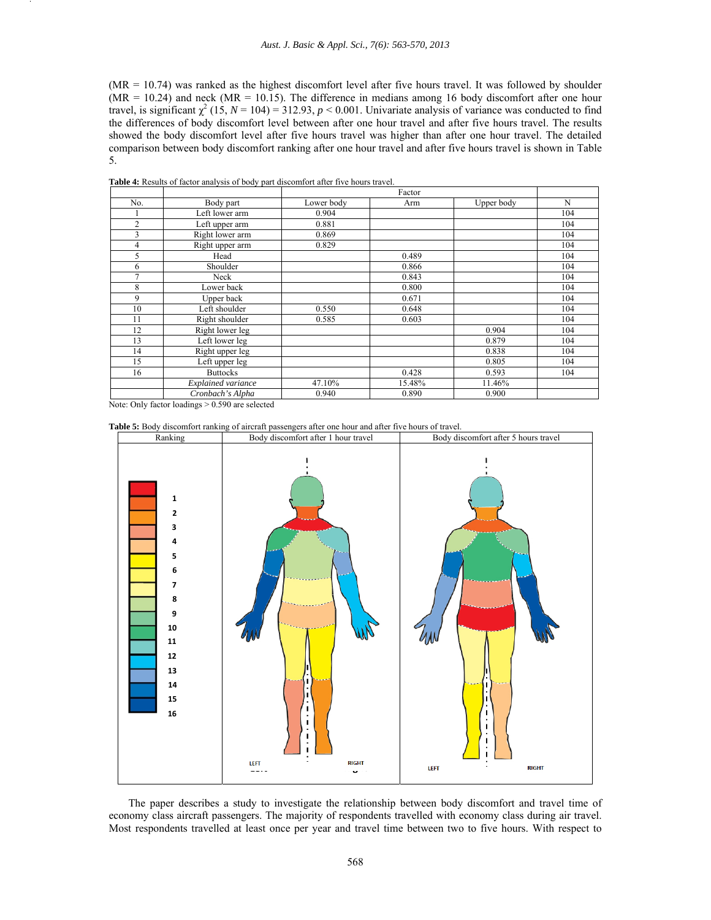(MR = 10.74) was ranked as the highest discomfort level after five hours travel. It was followed by shoulder (MR = 10.24) and neck (MR = 10.15). The difference in medians among 16 body discomfort after one hour travel, is significant $\chi^2$ (15, $N$ = 104) = 312.93, $p$ < 0.001. Univariate analysis of variance was conducted to find the differences of body discomfort level between after one hour travel and after five hours travel. The results showed the body discomfort level after five hours travel was higher than after one hour travel. The detailed comparison between body discomfort ranking after one hour travel and after five hours travel is shown in Table 5.

**Table 4:** Results of factor analysis of body part discomfort after five hours travel.

| No. | Body part | Factor | | | N |
|---|---|---|---|---|---|
| | | Lower body | Arm | Upper body | |
| 1 | Left lower arm | 0.904 | | | 104 |
| 2 | Left upper arm | 0.881 | | | 104 |
| 3 | Right lower arm | 0.869 | | | 104 |
| 4 | Right upper arm | 0.829 | | | 104 |
| 5 | Head | | 0.489 | | 104 |
| 6 | Shoulder | | 0.866 | | 104 |
| 7 | Neck | | 0.843 | | 104 |
| 8 | Lower back | | 0.800 | | 104 |
| 9 | Upper back | | 0.671 | | 104 |
| 10 | Left shoulder | 0.550 | 0.648 | | 104 |
| 11 | Right shoulder | 0.585 | 0.603 | | 104 |
| 12 | Right lower leg | | | 0.904 | 104 |
| 13 | Left lower leg | | | 0.879 | 104 |
| 14 | Right upper leg | | | 0.838 | 104 |
| 15 | Left upper leg | | | 0.805 | 104 |
| 16 | Buttocks | | 0.428 | 0.593 | 104 |
| | *Explained variance* | 47.10% | 15.48% | 11.46% | |
| | *Cronbach's Alpha* | 0.940 | 0.890 | 0.900 | |

Note: Only factor loadings > 0.590 are selected

**Table 5:** Body discomfort ranking of aircraft passengers after one hour and after five hours of travel.

| Ranking | Body discomfort after 1 hour travel | Body discomfort after 5 hours travel |
|---|---|---|
| 1–16 | LEFT RIGHT | LEFT RIGHT |

The paper describes a study to investigate the relationship between body discomfort and travel time of economy class aircraft passengers. The majority of respondents travelled with economy class during air travel. Most respondents travelled at least once per year and travel time between two to five hours. With respect to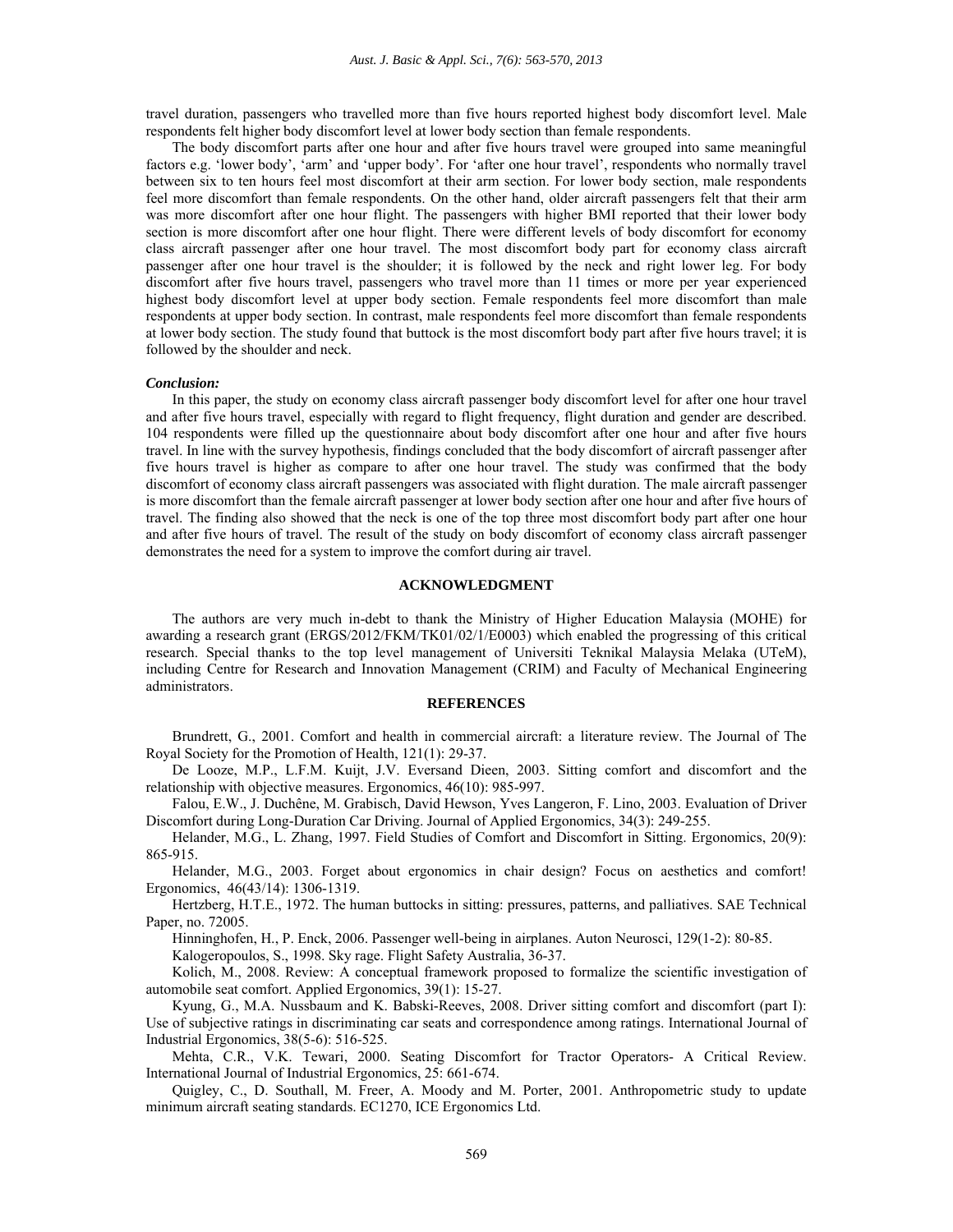travel duration, passengers who travelled more than five hours reported highest body discomfort level. Male respondents felt higher body discomfort level at lower body section than female respondents.

The body discomfort parts after one hour and after five hours travel were grouped into same meaningful factors e.g. 'lower body', 'arm' and 'upper body'. For 'after one hour travel', respondents who normally travel between six to ten hours feel most discomfort at their arm section. For lower body section, male respondents feel more discomfort than female respondents. On the other hand, older aircraft passengers felt that their arm was more discomfort after one hour flight. The passengers with higher BMI reported that their lower body section is more discomfort after one hour flight. There were different levels of body discomfort for economy class aircraft passenger after one hour travel. The most discomfort body part for economy class aircraft passenger after one hour travel is the shoulder; it is followed by the neck and right lower leg. For body discomfort after five hours travel, passengers who travel more than 11 times or more per year experienced highest body discomfort level at upper body section. Female respondents feel more discomfort than male respondents at upper body section. In contrast, male respondents feel more discomfort than female respondents at lower body section. The study found that buttock is the most discomfort body part after five hours travel; it is followed by the shoulder and neck.

***Conclusion:***

In this paper, the study on economy class aircraft passenger body discomfort level for after one hour travel and after five hours travel, especially with regard to flight frequency, flight duration and gender are described. 104 respondents were filled up the questionnaire about body discomfort after one hour and after five hours travel. In line with the survey hypothesis, findings concluded that the body discomfort of aircraft passenger after five hours travel is higher as compare to after one hour travel. The study was confirmed that the body discomfort of economy class aircraft passengers was associated with flight duration. The male aircraft passenger is more discomfort than the female aircraft passenger at lower body section after one hour and after five hours of travel. The finding also showed that the neck is one of the top three most discomfort body part after one hour and after five hours of travel. The result of the study on body discomfort of economy class aircraft passenger demonstrates the need for a system to improve the comfort during air travel.

## ACKNOWLEDGMENT

The authors are very much in-debt to thank the Ministry of Higher Education Malaysia (MOHE) for awarding a research grant (ERGS/2012/FKM/TK01/02/1/E0003) which enabled the progressing of this critical research. Special thanks to the top level management of Universiti Teknikal Malaysia Melaka (UTeM), including Centre for Research and Innovation Management (CRIM) and Faculty of Mechanical Engineering administrators.

## REFERENCES

Brundrett, G., 2001. Comfort and health in commercial aircraft: a literature review. The Journal of The Royal Society for the Promotion of Health, 121(1): 29-37.

De Looze, M.P., L.F.M. Kuijt, J.V. Eversand Dieen, 2003. Sitting comfort and discomfort and the relationship with objective measures. Ergonomics, 46(10): 985-997.

Falou, E.W., J. Duchêne, M. Grabisch, David Hewson, Yves Langeron, F. Lino, 2003. Evaluation of Driver Discomfort during Long-Duration Car Driving. Journal of Applied Ergonomics, 34(3): 249-255.

Helander, M.G., L. Zhang, 1997. Field Studies of Comfort and Discomfort in Sitting. Ergonomics, 20(9): 865-915.

Helander, M.G., 2003. Forget about ergonomics in chair design? Focus on aesthetics and comfort! Ergonomics, 46(43/14): 1306-1319.

Hertzberg, H.T.E., 1972. The human buttocks in sitting: pressures, patterns, and palliatives. SAE Technical Paper, no. 72005.

Hinninghofen, H., P. Enck, 2006. Passenger well-being in airplanes. Auton Neurosci, 129(1-2): 80-85.

Kalogeropoulos, S., 1998. Sky rage. Flight Safety Australia, 36-37.

Kolich, M., 2008. Review: A conceptual framework proposed to formalize the scientific investigation of automobile seat comfort. Applied Ergonomics, 39(1): 15-27.

Kyung, G., M.A. Nussbaum and K. Babski-Reeves, 2008. Driver sitting comfort and discomfort (part I): Use of subjective ratings in discriminating car seats and correspondence among ratings. International Journal of Industrial Ergonomics, 38(5-6): 516-525.

Mehta, C.R., V.K. Tewari, 2000. Seating Discomfort for Tractor Operators- A Critical Review. International Journal of Industrial Ergonomics, 25: 661-674.

Quigley, C., D. Southall, M. Freer, A. Moody and M. Porter, 2001. Anthropometric study to update minimum aircraft seating standards. EC1270, ICE Ergonomics Ltd.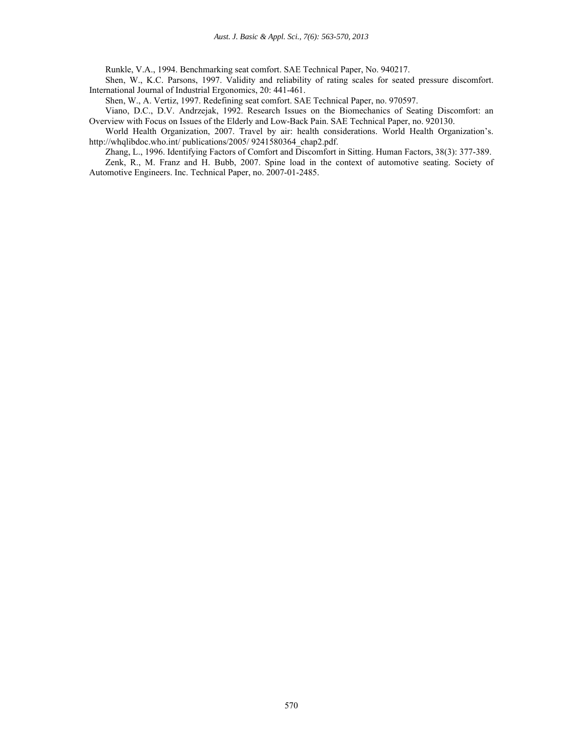Runkle, V.A., 1994. Benchmarking seat comfort. SAE Technical Paper, No. 940217.

Shen, W., K.C. Parsons, 1997. Validity and reliability of rating scales for seated pressure discomfort. International Journal of Industrial Ergonomics, 20: 441-461.

Shen, W., A. Vertiz, 1997. Redefining seat comfort. SAE Technical Paper, no. 970597.

Viano, D.C., D.V. Andrzejak, 1992. Research Issues on the Biomechanics of Seating Discomfort: an Overview with Focus on Issues of the Elderly and Low-Back Pain. SAE Technical Paper, no. 920130.

World Health Organization, 2007. Travel by air: health considerations. World Health Organization's. http://whqlibdoc.who.int/ publications/2005/ 9241580364_chap2.pdf.

Zhang, L., 1996. Identifying Factors of Comfort and Discomfort in Sitting. Human Factors, 38(3): 377-389.

Zenk, R., M. Franz and H. Bubb, 2007. Spine load in the context of automotive seating. Society of Automotive Engineers. Inc. Technical Paper, no. 2007-01-2485.